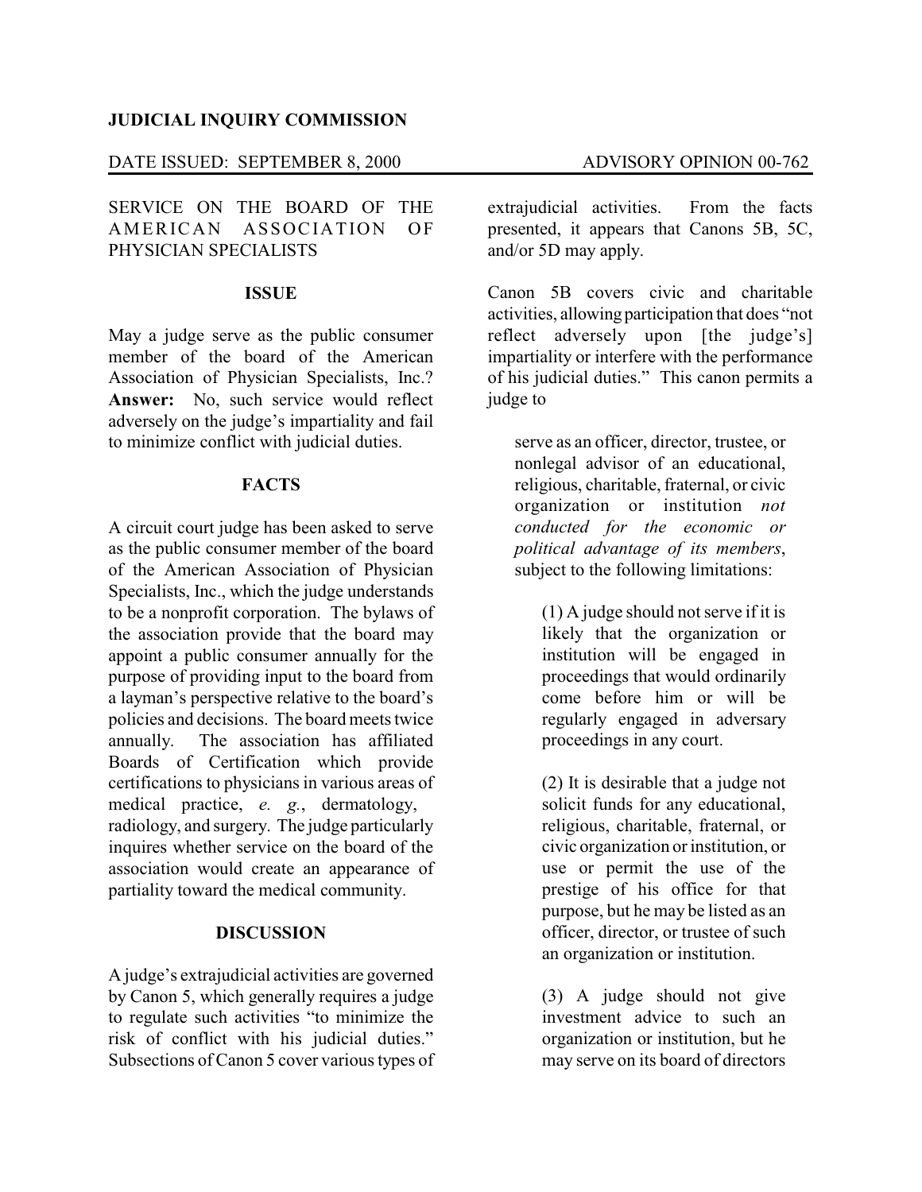**JUDICIAL INQUIRY COMMISSION**

DATE ISSUED: SEPTEMBER 8, 2000 ADVISORY OPINION 00-762

SERVICE ON THE BOARD OF THE AMERICAN ASSOCIATION OF PHYSICIAN SPECIALISTS

## ISSUE

May a judge serve as the public consumer member of the board of the American Association of Physician Specialists, Inc.? **Answer:** No, such service would reflect adversely on the judge's impartiality and fail to minimize conflict with judicial duties.

## FACTS

A circuit court judge has been asked to serve as the public consumer member of the board of the American Association of Physician Specialists, Inc., which the judge understands to be a nonprofit corporation. The bylaws of the association provide that the board may appoint a public consumer annually for the purpose of providing input to the board from a layman's perspective relative to the board's policies and decisions. The board meets twice annually. The association has affiliated Boards of Certification which provide certifications to physicians in various areas of medical practice, *e. g.*, dermatology, radiology, and surgery. The judge particularly inquires whether service on the board of the association would create an appearance of partiality toward the medical community.

## DISCUSSION

A judge's extrajudicial activities are governed by Canon 5, which generally requires a judge to regulate such activities "to minimize the risk of conflict with his judicial duties." Subsections of Canon 5 cover various types of extrajudicial activities. From the facts presented, it appears that Canons 5B, 5C, and/or 5D may apply.

Canon 5B covers civic and charitable activities, allowing participation that does "not reflect adversely upon [the judge's] impartiality or interfere with the performance of his judicial duties." This canon permits a judge to

> serve as an officer, director, trustee, or nonlegal advisor of an educational, religious, charitable, fraternal, or civic organization or institution *not conducted for the economic or political advantage of its members*, subject to the following limitations:
>
> (1) A judge should not serve if it is likely that the organization or institution will be engaged in proceedings that would ordinarily come before him or will be regularly engaged in adversary proceedings in any court.
>
> (2) It is desirable that a judge not solicit funds for any educational, religious, charitable, fraternal, or civic organization or institution, or use or permit the use of the prestige of his office for that purpose, but he may be listed as an officer, director, or trustee of such an organization or institution.
>
> (3) A judge should not give investment advice to such an organization or institution, but he may serve on its board of directors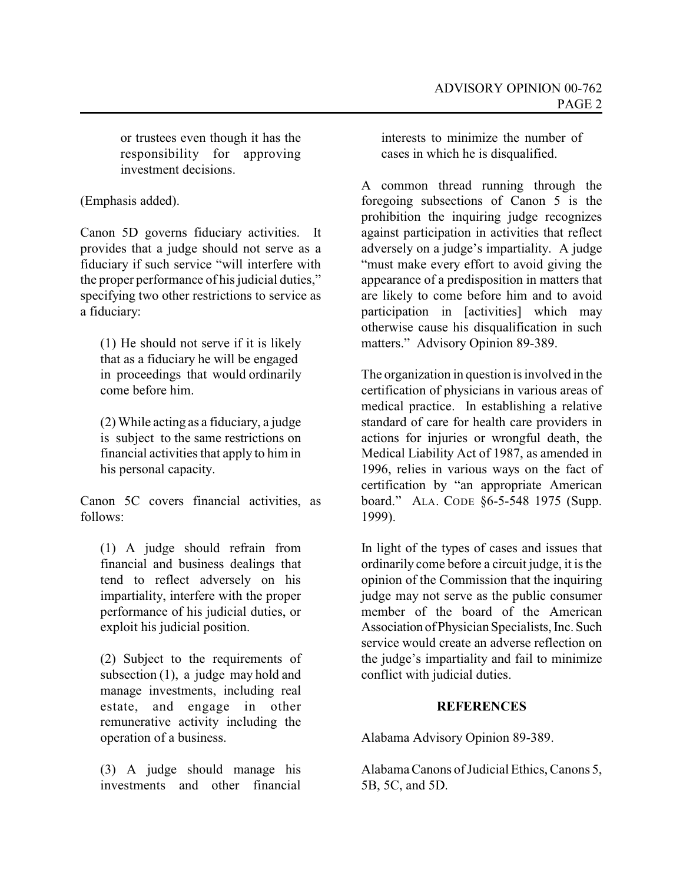or trustees even though it has the responsibility for approving investment decisions.

(Emphasis added).

Canon 5D governs fiduciary activities. It provides that a judge should not serve as a fiduciary if such service "will interfere with the proper performance of his judicial duties," specifying two other restrictions to service as a fiduciary:

> (1) He should not serve if it is likely that as a fiduciary he will be engaged in proceedings that would ordinarily come before him.
>
> (2) While acting as a fiduciary, a judge is subject to the same restrictions on financial activities that apply to him in his personal capacity.

Canon 5C covers financial activities, as follows:

> (1) A judge should refrain from financial and business dealings that tend to reflect adversely on his impartiality, interfere with the proper performance of his judicial duties, or exploit his judicial position.
>
> (2) Subject to the requirements of subsection (1), a judge may hold and manage investments, including real estate, and engage in other remunerative activity including the operation of a business.
>
> (3) A judge should manage his investments and other financial interests to minimize the number of cases in which he is disqualified.

A common thread running through the foregoing subsections of Canon 5 is the prohibition the inquiring judge recognizes against participation in activities that reflect adversely on a judge's impartiality. A judge "must make every effort to avoid giving the appearance of a predisposition in matters that are likely to come before him and to avoid participation in [activities] which may otherwise cause his disqualification in such matters." Advisory Opinion 89-389.

The organization in question is involved in the certification of physicians in various areas of medical practice. In establishing a relative standard of care for health care providers in actions for injuries or wrongful death, the Medical Liability Act of 1987, as amended in 1996, relies in various ways on the fact of certification by "an appropriate American board." ALA. CODE §6-5-548 1975 (Supp. 1999).

In light of the types of cases and issues that ordinarily come before a circuit judge, it is the opinion of the Commission that the inquiring judge may not serve as the public consumer member of the board of the American Association of Physician Specialists, Inc. Such service would create an adverse reflection on the judge's impartiality and fail to minimize conflict with judicial duties.

## REFERENCES

Alabama Advisory Opinion 89-389.

Alabama Canons of Judicial Ethics, Canons 5, 5B, 5C, and 5D.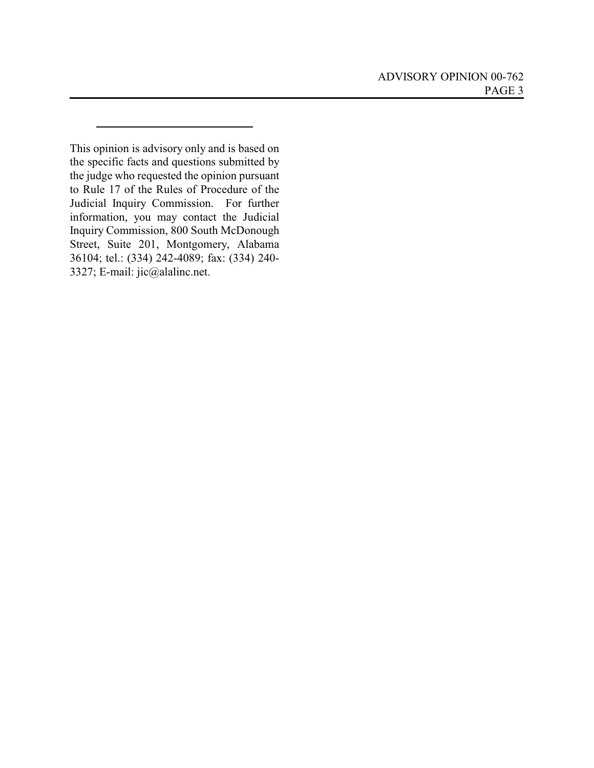---

This opinion is advisory only and is based on the specific facts and questions submitted by the judge who requested the opinion pursuant to Rule 17 of the Rules of Procedure of the Judicial Inquiry Commission. For further information, you may contact the Judicial Inquiry Commission, 800 South McDonough Street, Suite 201, Montgomery, Alabama 36104; tel.: (334) 242-4089; fax: (334) 240-3327; E-mail: jic@alalinc.net.